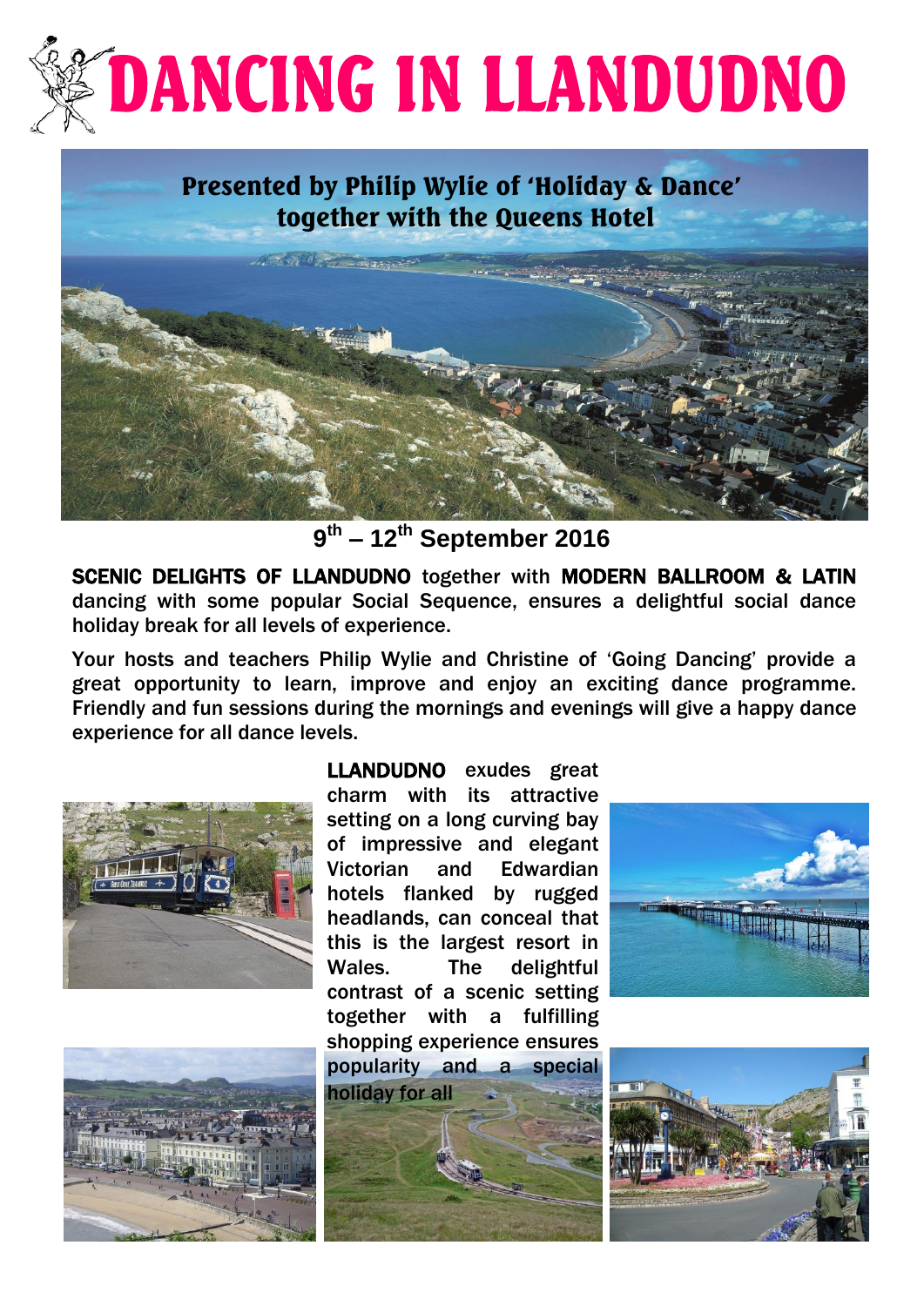# DANCING IN LLANDUDNO

**Presented by Philip Wylie of 'Holiday & Dance' together with the Queens Hotel**

**9th – 12th September 2016**

**SCENIC DELIGHTS OF LLANDUDNO** together with **MODERN BALLROOM & LATIN** dancing with some popular Social Sequence, ensures a delightful social dance holiday break for all levels of experience.

Your hosts and teachers Philip Wylie and Christine of 'Going Dancing' provide a great opportunity to learn, improve and enjoy an exciting dance programme. Friendly and fun sessions during the mornings and evenings will give a happy dance experience for all dance levels.

**LLANDUDNO** exudes great charm with its attractive setting on a long curving bay of impressive and elegant Victorian and Edwardian hotels flanked by rugged headlands, can conceal that this is the largest resort in Wales. The delightful contrast of a scenic setting together with a fulfilling shopping experience ensures popularity and a special holiday for all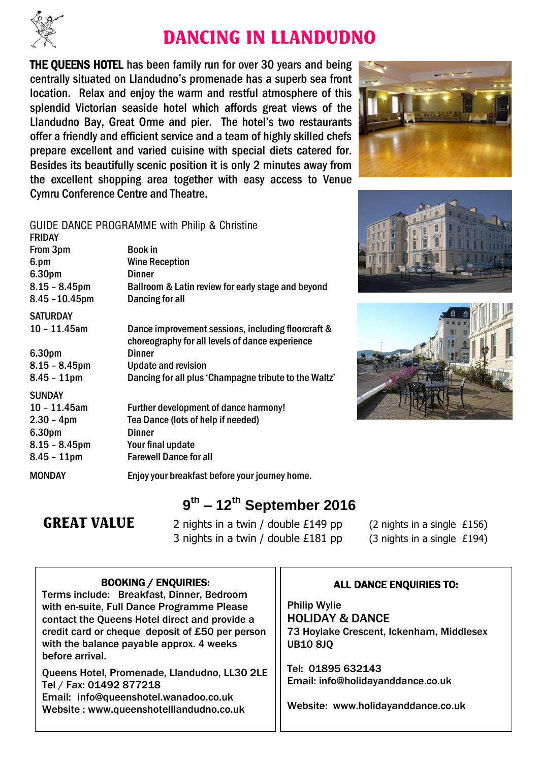# DANCING IN LLANDUDNO

**THE QUEENS HOTEL** has been family run for over 30 years and being centrally situated on Llandudno's promenade has a superb sea front location. Relax and enjoy the warm and restful atmosphere of this splendid Victorian seaside hotel which affords great views of the Llandudno Bay, Great Orme and pier. The hotel's two restaurants offer a friendly and efficient service and a team of highly skilled chefs prepare excellent and varied cuisine with special diets catered for. Besides its beautifully scenic position it is only 2 minutes away from the excellent shopping area together with easy access to Venue Cymru Conference Centre and Theatre.

GUIDE DANCE PROGRAMME with Philip & Christine

| | |
|---|---|
| **FRIDAY** | |
| From 3pm | Book in |
| 6.pm | Wine Reception |
| 6.30pm | Dinner |
| 8.15 – 8.45pm | Ballroom & Latin review for early stage and beyond |
| 8.45 –10.45pm | Dancing for all |
| **SATURDAY** | |
| 10 – 11.45am | Dance improvement sessions, including floorcraft & choreography for all levels of dance experience |
| 6.30pm | Dinner |
| 8.15 – 8.45pm | Update and revision |
| 8.45 – 11pm | Dancing for all plus 'Champagne tribute to the Waltz' |
| **SUNDAY** | |
| 10 – 11.45am | Further development of dance harmony! |
| 2.30 – 4pm | Tea Dance (lots of help if needed) |
| 6.30pm | Dinner |
| 8.15 – 8.45pm | Your final update |
| 8.45 – 11pm | Farewell Dance for all |
| **MONDAY** | Enjoy your breakfast before your journey home. |

## 9th – 12th September 2016

**GREAT VALUE**

2 nights in a twin / double £149 pp (2 nights in a single £156)
3 nights in a twin / double £181 pp (3 nights in a single £194)

**BOOKING / ENQUIRIES:**

Terms include: Breakfast, Dinner, Bedroom with en-suite, Full Dance Programme Please contact the Queens Hotel direct and provide a credit card or cheque deposit of £50 per person with the balance payable approx. 4 weeks before arrival.

Queens Hotel, Promenade, Llandudno, LL30 2LE
Tel / Fax: 01492 877218
Email: info@queenshotel.wanadoo.co.uk
Website : www.queenshotelllandudno.co.uk

**ALL DANCE ENQUIRIES TO:**

Philip Wylie
**HOLIDAY & DANCE**
73 Hoylake Crescent, Ickenham, Middlesex
UB10 8JQ

Tel: 01895 632143
Email: info@holidayanddance.co.uk

Website: www.holidayanddance.co.uk